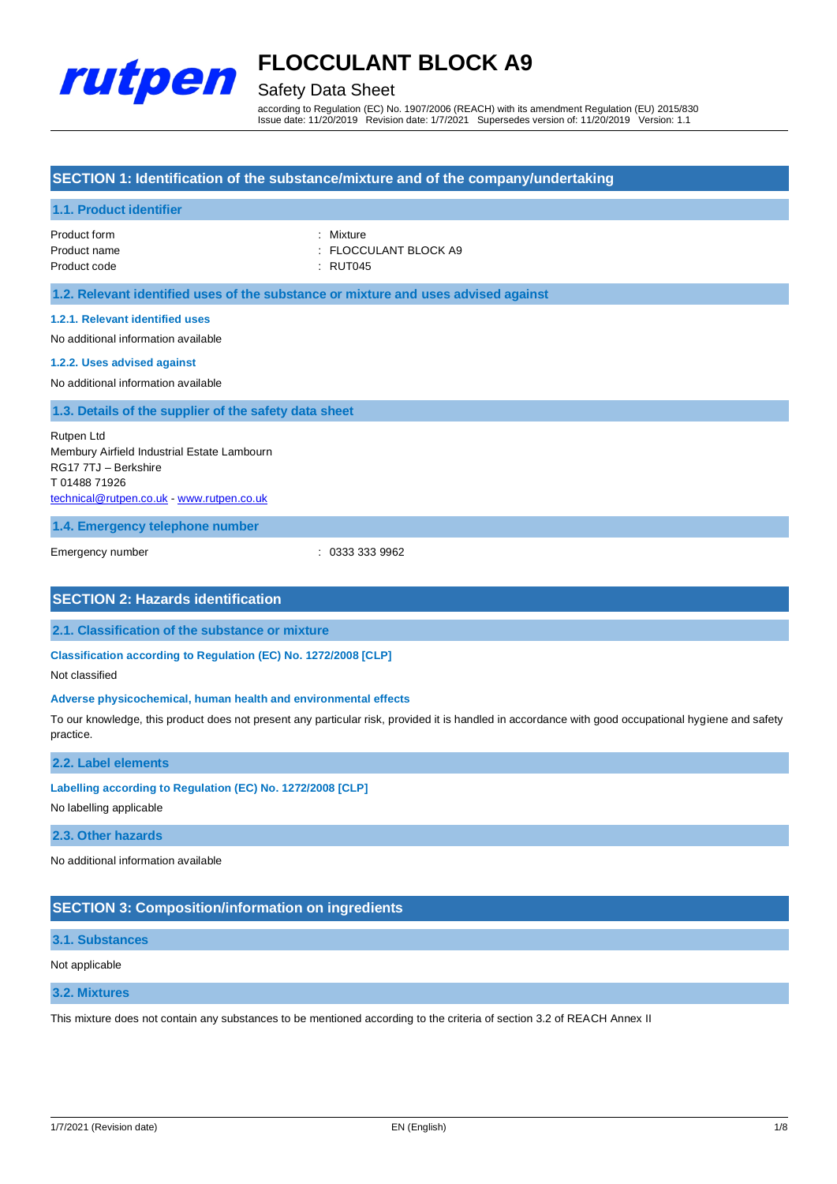# FLOCCULANT BLOCK A9

Safety Data Sheet

according to Regulation (EC) No. 1907/2006 (REACH) with its amendment Regulation (EU) 2015/830
Issue date: 11/20/2019 Revision date: 1/7/2021 Supersedes version of: 11/20/2019 Version: 1.1

## SECTION 1: Identification of the substance/mixture and of the company/undertaking

### 1.1. Product identifier

| | |
|---|---|
| Product form | : Mixture |
| Product name | : FLOCCULANT BLOCK A9 |
| Product code | : RUT045 |

### 1.2. Relevant identified uses of the substance or mixture and uses advised against

#### 1.2.1. Relevant identified uses

No additional information available

#### 1.2.2. Uses advised against

No additional information available

### 1.3. Details of the supplier of the safety data sheet

Rutpen Ltd
Membury Airfield Industrial Estate Lambourn
RG17 7TJ – Berkshire
T 01488 71926
technical@rutpen.co.uk - www.rutpen.co.uk

### 1.4. Emergency telephone number

| | |
|---|---|
| Emergency number | : 0333 333 9962 |

## SECTION 2: Hazards identification

### 2.1. Classification of the substance or mixture

#### Classification according to Regulation (EC) No. 1272/2008 [CLP]

Not classified

#### Adverse physicochemical, human health and environmental effects

To our knowledge, this product does not present any particular risk, provided it is handled in accordance with good occupational hygiene and safety practice.

### 2.2. Label elements

#### Labelling according to Regulation (EC) No. 1272/2008 [CLP]

No labelling applicable

### 2.3. Other hazards

No additional information available

## SECTION 3: Composition/information on ingredients

### 3.1. Substances

Not applicable

### 3.2. Mixtures

This mixture does not contain any substances to be mentioned according to the criteria of section 3.2 of REACH Annex II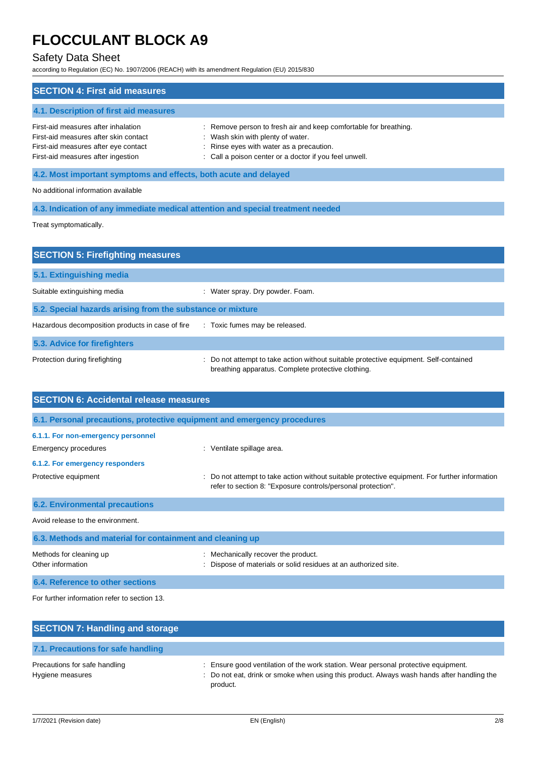## SECTION 4: First aid measures

### 4.1. Description of first aid measures

| | |
|---|---|
| First-aid measures after inhalation | : Remove person to fresh air and keep comfortable for breathing. |
| First-aid measures after skin contact | : Wash skin with plenty of water. |
| First-aid measures after eye contact | : Rinse eyes with water as a precaution. |
| First-aid measures after ingestion | : Call a poison center or a doctor if you feel unwell. |

### 4.2. Most important symptoms and effects, both acute and delayed

No additional information available

### 4.3. Indication of any immediate medical attention and special treatment needed

Treat symptomatically.

## SECTION 5: Firefighting measures

### 5.1. Extinguishing media

| | |
|---|---|
| Suitable extinguishing media | : Water spray. Dry powder. Foam. |

### 5.2. Special hazards arising from the substance or mixture

| | |
|---|---|
| Hazardous decomposition products in case of fire | : Toxic fumes may be released. |

### 5.3. Advice for firefighters

| | |
|---|---|
| Protection during firefighting | : Do not attempt to take action without suitable protective equipment. Self-contained breathing apparatus. Complete protective clothing. |

## SECTION 6: Accidental release measures

### 6.1. Personal precautions, protective equipment and emergency procedures

#### 6.1.1. For non-emergency personnel

| | |
|---|---|
| Emergency procedures | : Ventilate spillage area. |

#### 6.1.2. For emergency responders

| | |
|---|---|
| Protective equipment | : Do not attempt to take action without suitable protective equipment. For further information refer to section 8: "Exposure controls/personal protection". |

### 6.2. Environmental precautions

Avoid release to the environment.

### 6.3. Methods and material for containment and cleaning up

| | |
|---|---|
| Methods for cleaning up | : Mechanically recover the product. |
| Other information | : Dispose of materials or solid residues at an authorized site. |

### 6.4. Reference to other sections

For further information refer to section 13.

## SECTION 7: Handling and storage

### 7.1. Precautions for safe handling

| | |
|---|---|
| Precautions for safe handling | : Ensure good ventilation of the work station. Wear personal protective equipment. |
| Hygiene measures | : Do not eat, drink or smoke when using this product. Always wash hands after handling the product. |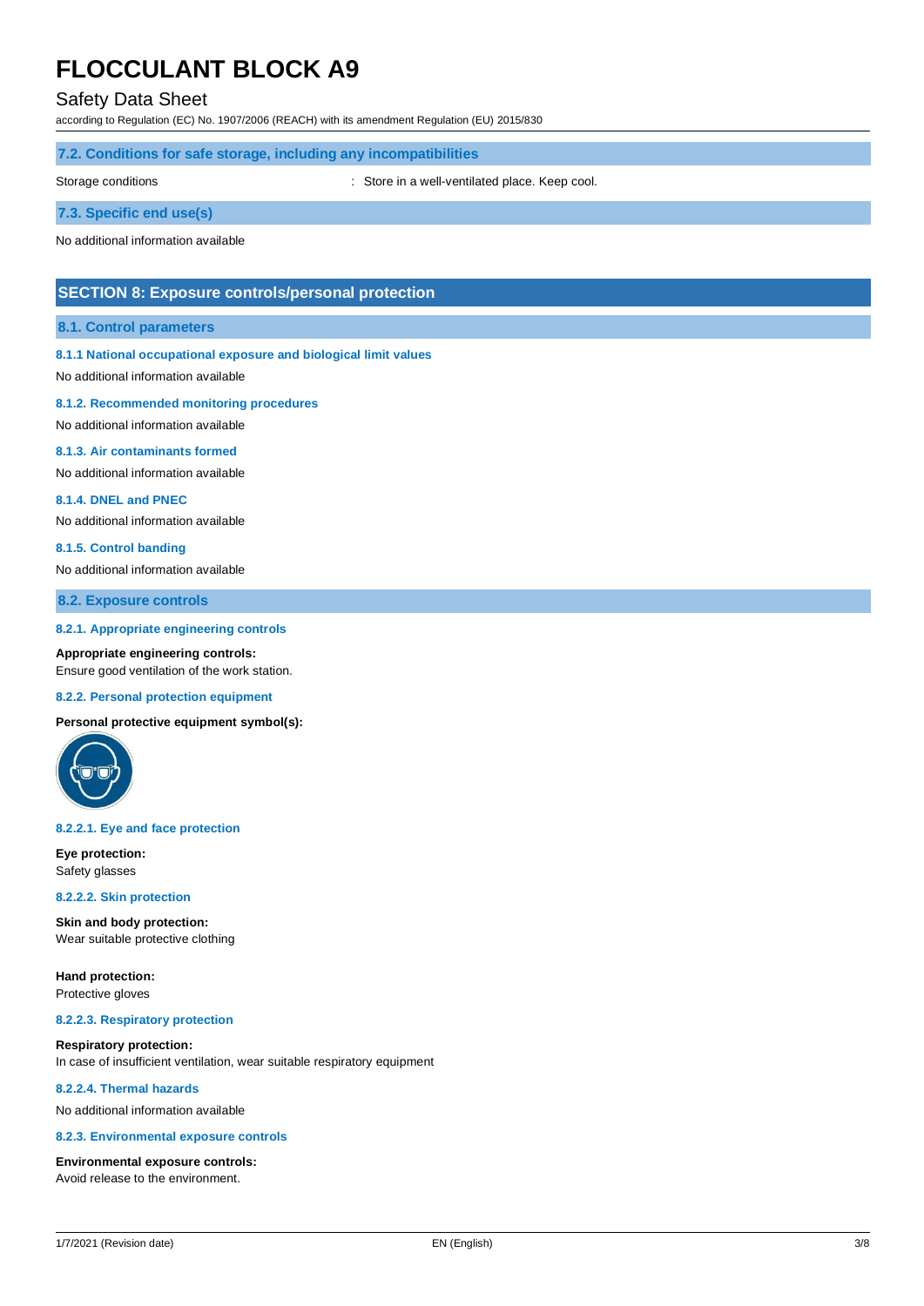### 7.2. Conditions for safe storage, including any incompatibilities

Storage conditions : Store in a well-ventilated place. Keep cool.

### 7.3. Specific end use(s)

No additional information available

## SECTION 8: Exposure controls/personal protection

### 8.1. Control parameters

#### 8.1.1 National occupational exposure and biological limit values

No additional information available

#### 8.1.2. Recommended monitoring procedures

No additional information available

#### 8.1.3. Air contaminants formed

No additional information available

#### 8.1.4. DNEL and PNEC

No additional information available

#### 8.1.5. Control banding

No additional information available

### 8.2. Exposure controls

#### 8.2.1. Appropriate engineering controls

**Appropriate engineering controls:**
Ensure good ventilation of the work station.

#### 8.2.2. Personal protection equipment

**Personal protective equipment symbol(s):**

#### 8.2.2.1. Eye and face protection

**Eye protection:**
Safety glasses

#### 8.2.2.2. Skin protection

**Skin and body protection:**
Wear suitable protective clothing

**Hand protection:**
Protective gloves

#### 8.2.2.3. Respiratory protection

**Respiratory protection:**
In case of insufficient ventilation, wear suitable respiratory equipment

#### 8.2.2.4. Thermal hazards

No additional information available

#### 8.2.3. Environmental exposure controls

**Environmental exposure controls:**
Avoid release to the environment.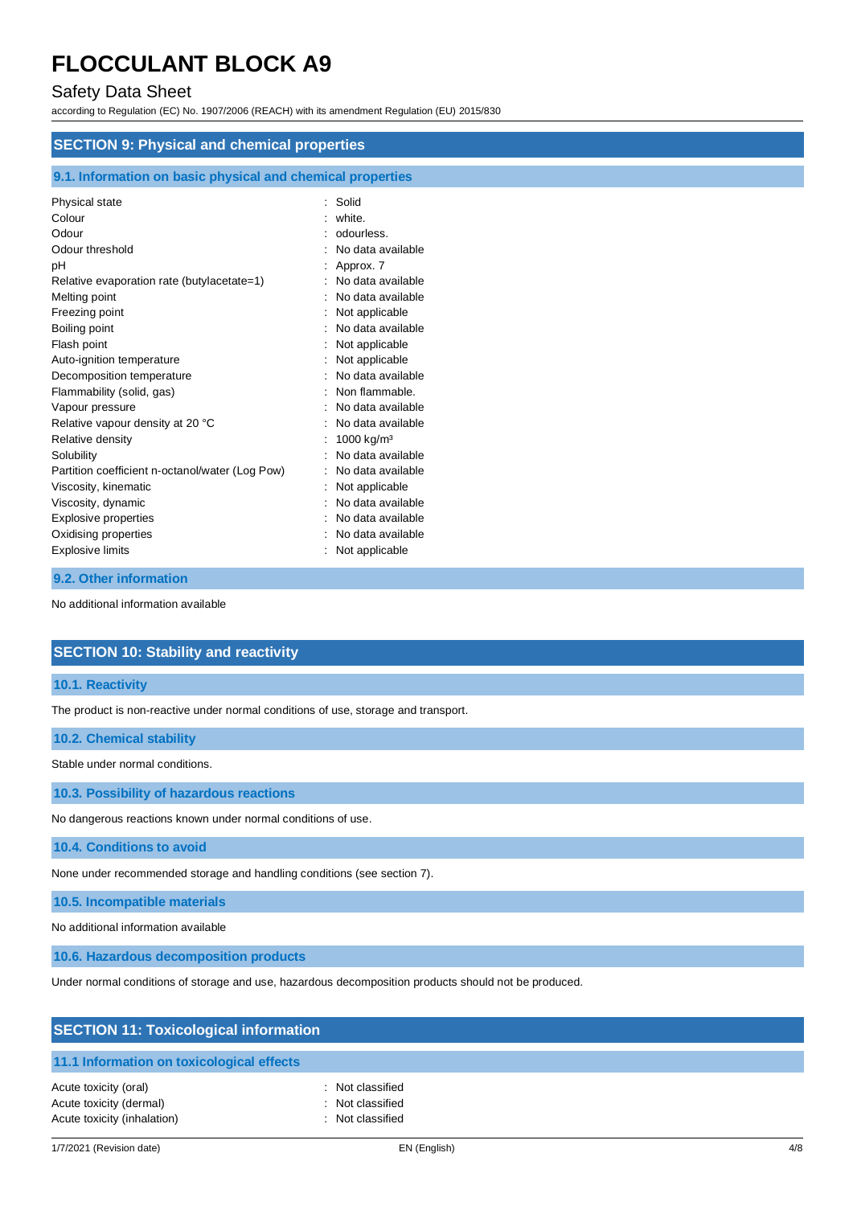## SECTION 9: Physical and chemical properties

### 9.1. Information on basic physical and chemical properties

| | |
|---|---|
| Physical state | : Solid |
| Colour | : white. |
| Odour | : odourless. |
| Odour threshold | : No data available |
| pH | : Approx. 7 |
| Relative evaporation rate (butylacetate=1) | : No data available |
| Melting point | : No data available |
| Freezing point | : Not applicable |
| Boiling point | : No data available |
| Flash point | : Not applicable |
| Auto-ignition temperature | : Not applicable |
| Decomposition temperature | : No data available |
| Flammability (solid, gas) | : Non flammable. |
| Vapour pressure | : No data available |
| Relative vapour density at 20 °C | : No data available |
| Relative density | : 1000 $kg/m^3$ |
| Solubility | : No data available |
| Partition coefficient n-octanol/water (Log Pow) | : No data available |
| Viscosity, kinematic | : Not applicable |
| Viscosity, dynamic | : No data available |
| Explosive properties | : No data available |
| Oxidising properties | : No data available |
| Explosive limits | : Not applicable |

### 9.2. Other information

No additional information available

## SECTION 10: Stability and reactivity

### 10.1. Reactivity

The product is non-reactive under normal conditions of use, storage and transport.

### 10.2. Chemical stability

Stable under normal conditions.

### 10.3. Possibility of hazardous reactions

No dangerous reactions known under normal conditions of use.

### 10.4. Conditions to avoid

None under recommended storage and handling conditions (see section 7).

### 10.5. Incompatible materials

No additional information available

### 10.6. Hazardous decomposition products

Under normal conditions of storage and use, hazardous decomposition products should not be produced.

## SECTION 11: Toxicological information

### 11.1 Information on toxicological effects

| | |
|---|---|
| Acute toxicity (oral) | : Not classified |
| Acute toxicity (dermal) | : Not classified |
| Acute toxicity (inhalation) | : Not classified |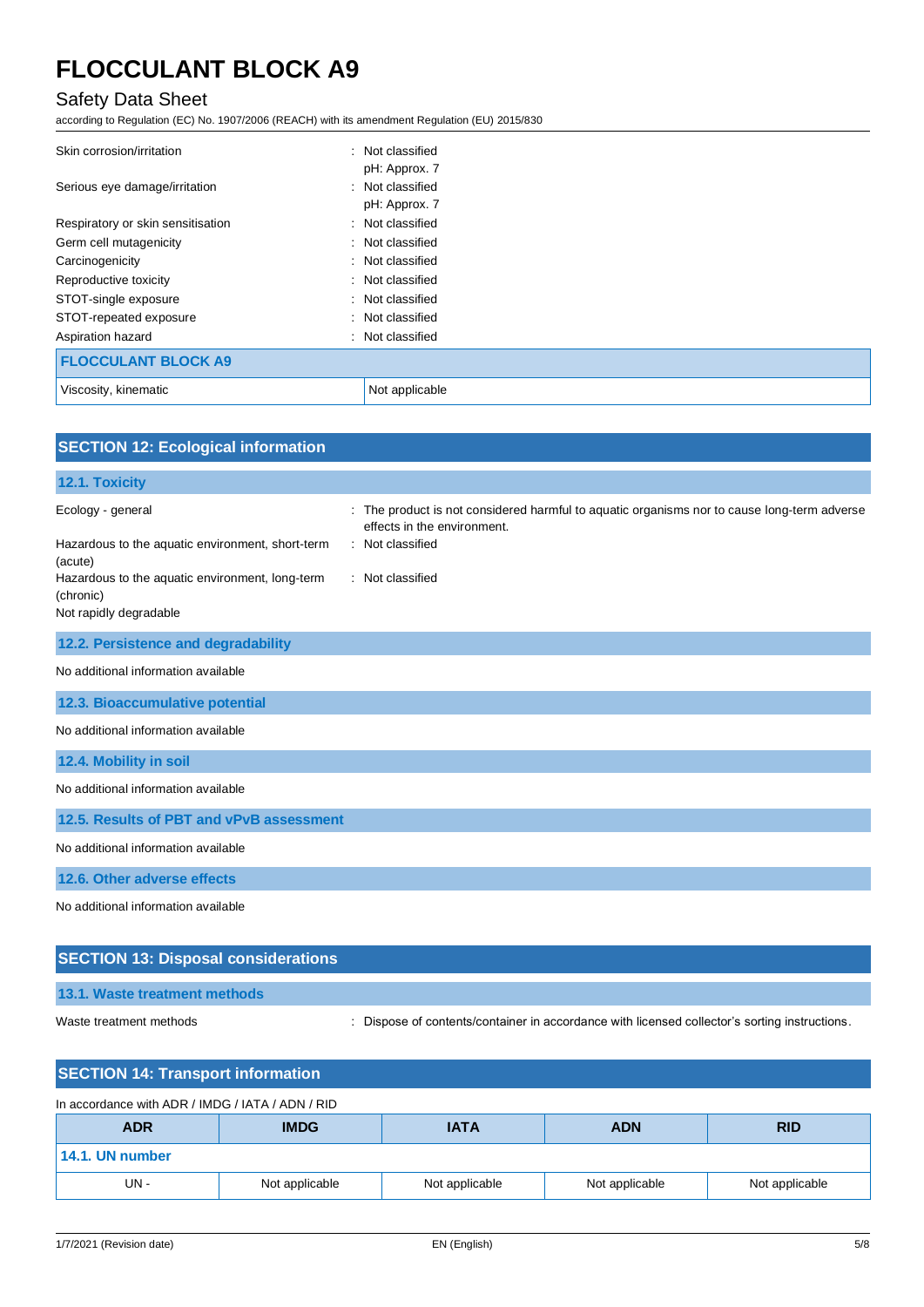| | |
|---|---|
| Skin corrosion/irritation | : Not classified<br>pH: Approx. 7 |
| Serious eye damage/irritation | : Not classified<br>pH: Approx. 7 |
| Respiratory or skin sensitisation | : Not classified |
| Germ cell mutagenicity | : Not classified |
| Carcinogenicity | : Not classified |
| Reproductive toxicity | : Not classified |
| STOT-single exposure | : Not classified |
| STOT-repeated exposure | : Not classified |
| Aspiration hazard | : Not classified |

| FLOCCULANT BLOCK A9 | |
|---|---|
| Viscosity, kinematic | Not applicable |

## SECTION 12: Ecological information

### 12.1. Toxicity

| | |
|---|---|
| Ecology - general | : The product is not considered harmful to aquatic organisms nor to cause long-term adverse effects in the environment. |
| Hazardous to the aquatic environment, short-term (acute) | : Not classified |
| Hazardous to the aquatic environment, long-term (chronic) | : Not classified |

Not rapidly degradable

### 12.2. Persistence and degradability

No additional information available

### 12.3. Bioaccumulative potential

No additional information available

### 12.4. Mobility in soil

No additional information available

### 12.5. Results of PBT and vPvB assessment

No additional information available

### 12.6. Other adverse effects

No additional information available

## SECTION 13: Disposal considerations

### 13.1. Waste treatment methods

Waste treatment methods : Dispose of contents/container in accordance with licensed collector's sorting instructions.

## SECTION 14: Transport information

In accordance with ADR / IMDG / IATA / ADN / RID

| ADR | IMDG | IATA | ADN | RID |
|---|---|---|---|---|
| **14.1. UN number** | | | | |
| UN - | Not applicable | Not applicable | Not applicable | Not applicable |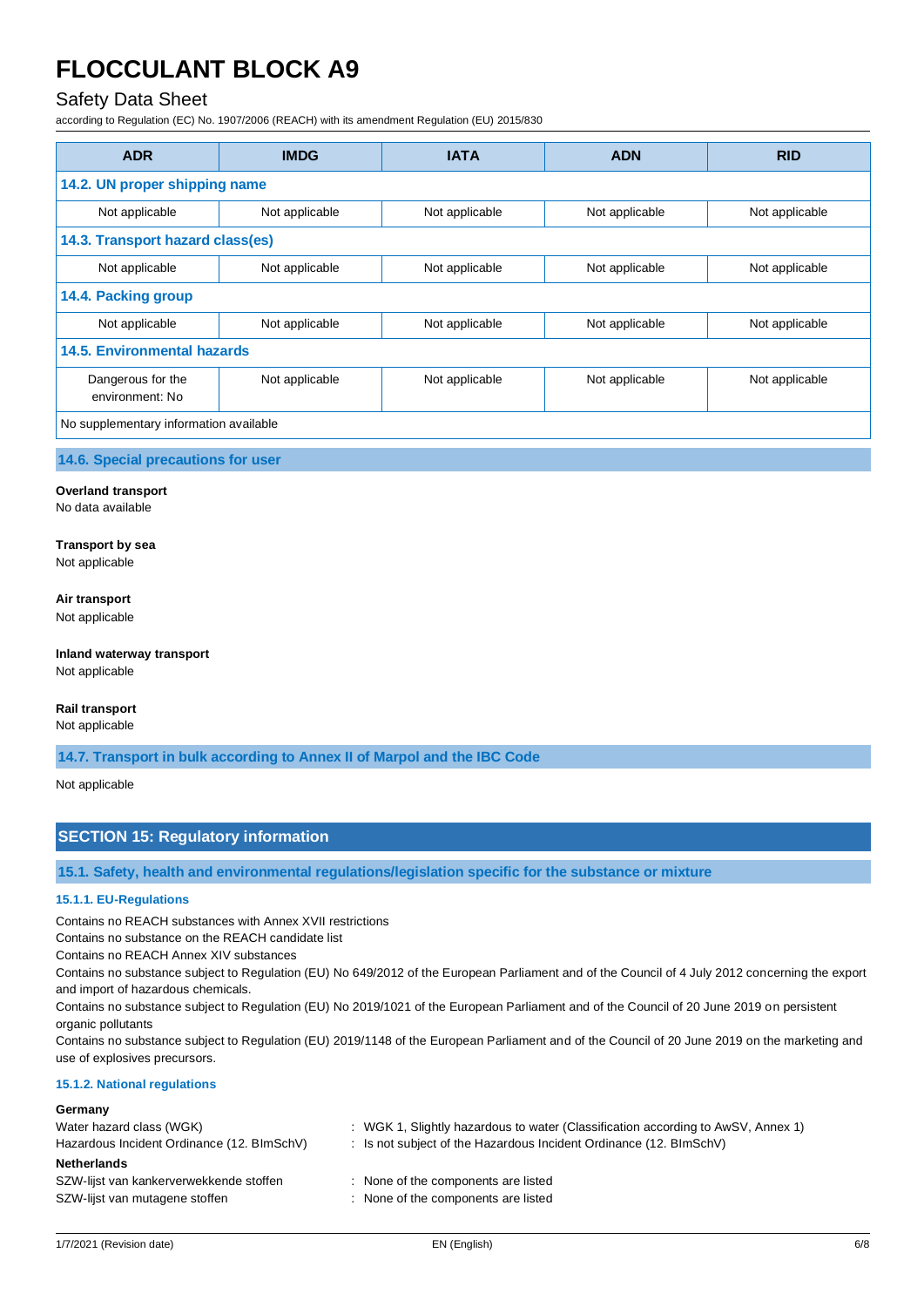| ADR | IMDG | IATA | ADN | RID |
|---|---|---|---|---|
| **14.2. UN proper shipping name** | | | | |
| Not applicable | Not applicable | Not applicable | Not applicable | Not applicable |
| **14.3. Transport hazard class(es)** | | | | |
| Not applicable | Not applicable | Not applicable | Not applicable | Not applicable |
| **14.4. Packing group** | | | | |
| Not applicable | Not applicable | Not applicable | Not applicable | Not applicable |
| **14.5. Environmental hazards** | | | | |
| Dangerous for the environment: No | Not applicable | Not applicable | Not applicable | Not applicable |
| No supplementary information available | | | | |

### 14.6. Special precautions for user

**Overland transport**
No data available

**Transport by sea**
Not applicable

**Air transport**
Not applicable

**Inland waterway transport**
Not applicable

**Rail transport**
Not applicable

### 14.7. Transport in bulk according to Annex II of Marpol and the IBC Code

Not applicable

## SECTION 15: Regulatory information

### 15.1. Safety, health and environmental regulations/legislation specific for the substance or mixture

#### 15.1.1. EU-Regulations

Contains no REACH substances with Annex XVII restrictions
Contains no substance on the REACH candidate list
Contains no REACH Annex XIV substances
Contains no substance subject to Regulation (EU) No 649/2012 of the European Parliament and of the Council of 4 July 2012 concerning the export and import of hazardous chemicals.
Contains no substance subject to Regulation (EU) No 2019/1021 of the European Parliament and of the Council of 20 June 2019 on persistent organic pollutants
Contains no substance subject to Regulation (EU) 2019/1148 of the European Parliament and of the Council of 20 June 2019 on the marketing and use of explosives precursors.

#### 15.1.2. National regulations

**Germany**

Water hazard class (WGK) : WGK 1, Slightly hazardous to water (Classification according to AwSV, Annex 1)
Hazardous Incident Ordinance (12. BImSchV) : Is not subject of the Hazardous Incident Ordinance (12. BImSchV)

**Netherlands**

SZW-lijst van kankerverwekkende stoffen : None of the components are listed
SZW-lijst van mutagene stoffen : None of the components are listed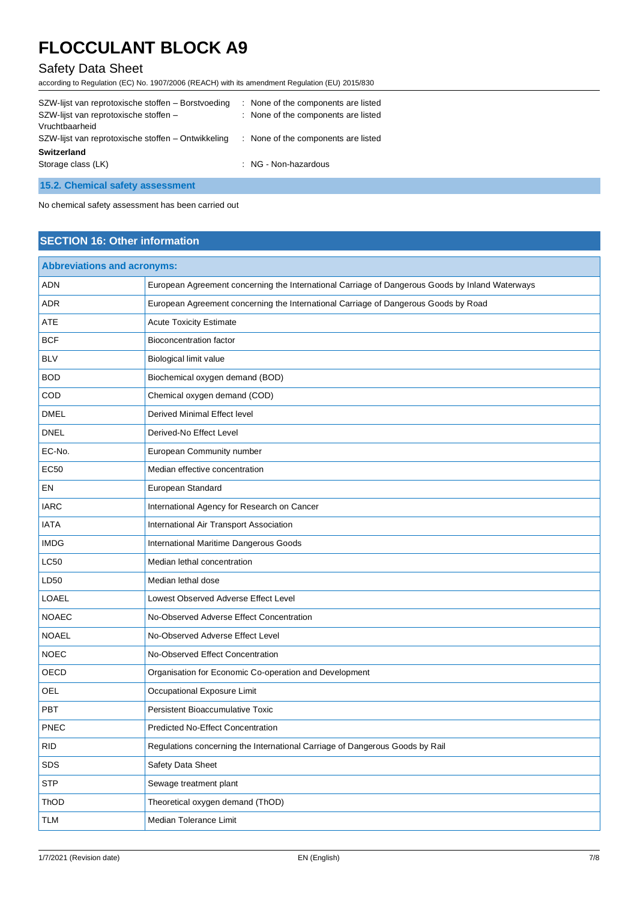SZW-lijst van reprotoxische stoffen – Borstvoeding : None of the components are listed
SZW-lijst van reprotoxische stoffen – Vruchtbaarheid : None of the components are listed
SZW-lijst van reprotoxische stoffen – Ontwikkeling : None of the components are listed

**Switzerland**

Storage class (LK) : NG - Non-hazardous

### 15.2. Chemical safety assessment

No chemical safety assessment has been carried out

## SECTION 16: Other information

| Abbreviations and acronyms: | |
|---|---|
| ADN | European Agreement concerning the International Carriage of Dangerous Goods by Inland Waterways |
| ADR | European Agreement concerning the International Carriage of Dangerous Goods by Road |
| ATE | Acute Toxicity Estimate |
| BCF | Bioconcentration factor |
| BLV | Biological limit value |
| BOD | Biochemical oxygen demand (BOD) |
| COD | Chemical oxygen demand (COD) |
| DMEL | Derived Minimal Effect level |
| DNEL | Derived-No Effect Level |
| EC-No. | European Community number |
| EC50 | Median effective concentration |
| EN | European Standard |
| IARC | International Agency for Research on Cancer |
| IATA | International Air Transport Association |
| IMDG | International Maritime Dangerous Goods |
| LC50 | Median lethal concentration |
| LD50 | Median lethal dose |
| LOAEL | Lowest Observed Adverse Effect Level |
| NOAEC | No-Observed Adverse Effect Concentration |
| NOAEL | No-Observed Adverse Effect Level |
| NOEC | No-Observed Effect Concentration |
| OECD | Organisation for Economic Co-operation and Development |
| OEL | Occupational Exposure Limit |
| PBT | Persistent Bioaccumulative Toxic |
| PNEC | Predicted No-Effect Concentration |
| RID | Regulations concerning the International Carriage of Dangerous Goods by Rail |
| SDS | Safety Data Sheet |
| STP | Sewage treatment plant |
| ThOD | Theoretical oxygen demand (ThOD) |
| TLM | Median Tolerance Limit |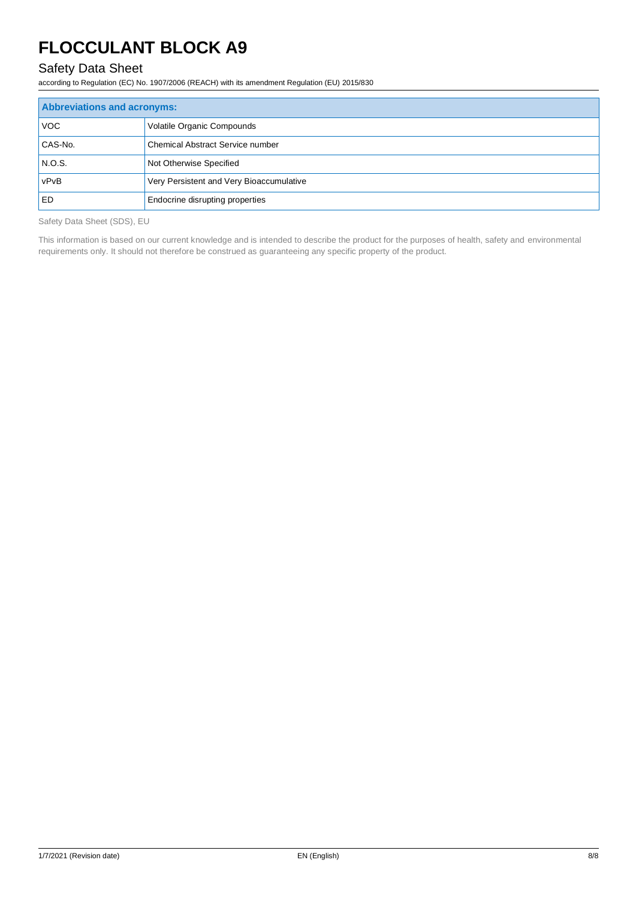| Abbreviations and acronyms: | |
|---|---|
| VOC | Volatile Organic Compounds |
| CAS-No. | Chemical Abstract Service number |
| N.O.S. | Not Otherwise Specified |
| vPvB | Very Persistent and Very Bioaccumulative |
| ED | Endocrine disrupting properties |

Safety Data Sheet (SDS), EU

This information is based on our current knowledge and is intended to describe the product for the purposes of health, safety and environmental requirements only. It should not therefore be construed as guaranteeing any specific property of the product.